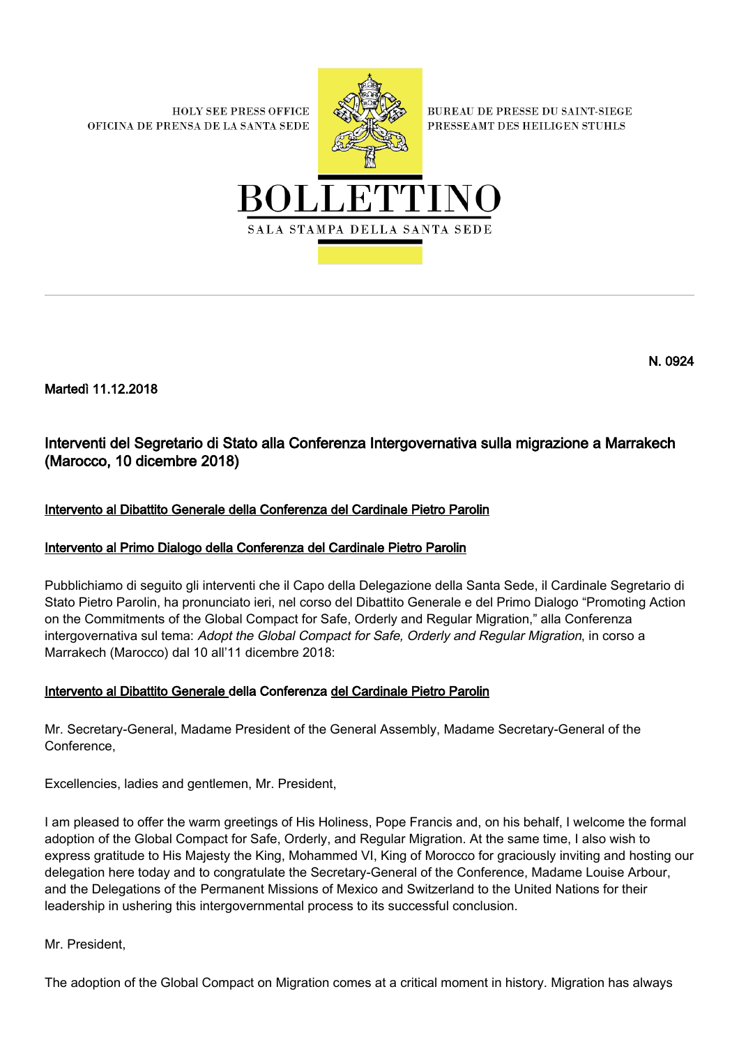HOLY SEE PRESS OFFICE
OFICINA DE PRENSA DE LA SANTA SEDE

BUREAU DE PRESSE DU SAINT-SIEGE
PRESSEAMT DES HEILIGEN STUHLS

# BOLLETTINO

SALA STAMPA DELLA SANTA SEDE

N. 0924

**Martedì 11.12.2018**

## Interventi del Segretario di Stato alla Conferenza Intergovernativa sulla migrazione a Marrakech (Marocco, 10 dicembre 2018)

**Intervento al Dibattito Generale della Conferenza del Cardinale Pietro Parolin**

**Intervento al Primo Dialogo della Conferenza del Cardinale Pietro Parolin**

Pubblichiamo di seguito gli interventi che il Capo della Delegazione della Santa Sede, il Cardinale Segretario di Stato Pietro Parolin, ha pronunciato ieri, nel corso del Dibattito Generale e del Primo Dialogo "Promoting Action on the Commitments of the Global Compact for Safe, Orderly and Regular Migration," alla Conferenza intergovernativa sul tema: *Adopt the Global Compact for Safe, Orderly and Regular Migration*, in corso a Marrakech (Marocco) dal 10 all'11 dicembre 2018:

### Intervento al Dibattito Generale della Conferenza del Cardinale Pietro Parolin

Mr. Secretary-General, Madame President of the General Assembly, Madame Secretary-General of the Conference,

Excellencies, ladies and gentlemen, Mr. President,

I am pleased to offer the warm greetings of His Holiness, Pope Francis and, on his behalf, I welcome the formal adoption of the Global Compact for Safe, Orderly, and Regular Migration. At the same time, I also wish to express gratitude to His Majesty the King, Mohammed VI, King of Morocco for graciously inviting and hosting our delegation here today and to congratulate the Secretary-General of the Conference, Madame Louise Arbour, and the Delegations of the Permanent Missions of Mexico and Switzerland to the United Nations for their leadership in ushering this intergovernmental process to its successful conclusion.

Mr. President,

The adoption of the Global Compact on Migration comes at a critical moment in history. Migration has always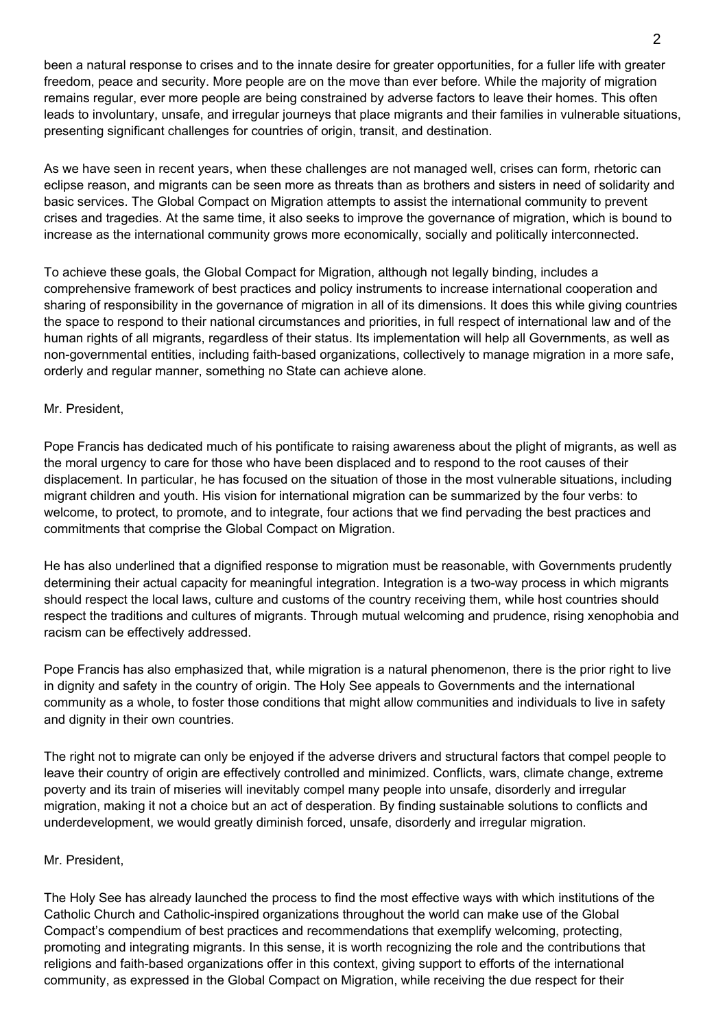been a natural response to crises and to the innate desire for greater opportunities, for a fuller life with greater freedom, peace and security. More people are on the move than ever before. While the majority of migration remains regular, ever more people are being constrained by adverse factors to leave their homes. This often leads to involuntary, unsafe, and irregular journeys that place migrants and their families in vulnerable situations, presenting significant challenges for countries of origin, transit, and destination.

As we have seen in recent years, when these challenges are not managed well, crises can form, rhetoric can eclipse reason, and migrants can be seen more as threats than as brothers and sisters in need of solidarity and basic services. The Global Compact on Migration attempts to assist the international community to prevent crises and tragedies. At the same time, it also seeks to improve the governance of migration, which is bound to increase as the international community grows more economically, socially and politically interconnected.

To achieve these goals, the Global Compact for Migration, although not legally binding, includes a comprehensive framework of best practices and policy instruments to increase international cooperation and sharing of responsibility in the governance of migration in all of its dimensions. It does this while giving countries the space to respond to their national circumstances and priorities, in full respect of international law and of the human rights of all migrants, regardless of their status. Its implementation will help all Governments, as well as non-governmental entities, including faith-based organizations, collectively to manage migration in a more safe, orderly and regular manner, something no State can achieve alone.

Mr. President,

Pope Francis has dedicated much of his pontificate to raising awareness about the plight of migrants, as well as the moral urgency to care for those who have been displaced and to respond to the root causes of their displacement. In particular, he has focused on the situation of those in the most vulnerable situations, including migrant children and youth. His vision for international migration can be summarized by the four verbs: to welcome, to protect, to promote, and to integrate, four actions that we find pervading the best practices and commitments that comprise the Global Compact on Migration.

He has also underlined that a dignified response to migration must be reasonable, with Governments prudently determining their actual capacity for meaningful integration. Integration is a two-way process in which migrants should respect the local laws, culture and customs of the country receiving them, while host countries should respect the traditions and cultures of migrants. Through mutual welcoming and prudence, rising xenophobia and racism can be effectively addressed.

Pope Francis has also emphasized that, while migration is a natural phenomenon, there is the prior right to live in dignity and safety in the country of origin. The Holy See appeals to Governments and the international community as a whole, to foster those conditions that might allow communities and individuals to live in safety and dignity in their own countries.

The right not to migrate can only be enjoyed if the adverse drivers and structural factors that compel people to leave their country of origin are effectively controlled and minimized. Conflicts, wars, climate change, extreme poverty and its train of miseries will inevitably compel many people into unsafe, disorderly and irregular migration, making it not a choice but an act of desperation. By finding sustainable solutions to conflicts and underdevelopment, we would greatly diminish forced, unsafe, disorderly and irregular migration.

Mr. President,

The Holy See has already launched the process to find the most effective ways with which institutions of the Catholic Church and Catholic-inspired organizations throughout the world can make use of the Global Compact's compendium of best practices and recommendations that exemplify welcoming, protecting, promoting and integrating migrants. In this sense, it is worth recognizing the role and the contributions that religions and faith-based organizations offer in this context, giving support to efforts of the international community, as expressed in the Global Compact on Migration, while receiving the due respect for their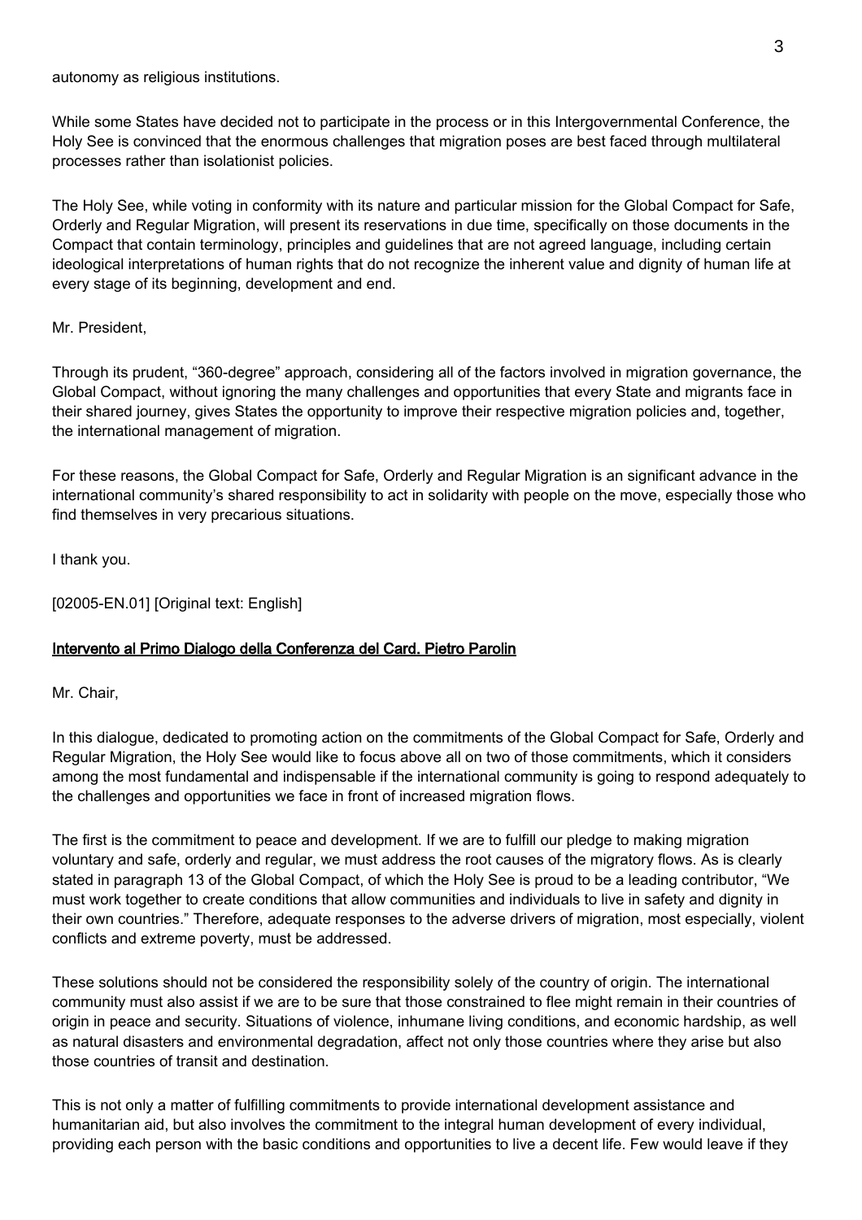autonomy as religious institutions.

While some States have decided not to participate in the process or in this Intergovernmental Conference, the Holy See is convinced that the enormous challenges that migration poses are best faced through multilateral processes rather than isolationist policies.

The Holy See, while voting in conformity with its nature and particular mission for the Global Compact for Safe, Orderly and Regular Migration, will present its reservations in due time, specifically on those documents in the Compact that contain terminology, principles and guidelines that are not agreed language, including certain ideological interpretations of human rights that do not recognize the inherent value and dignity of human life at every stage of its beginning, development and end.

Mr. President,

Through its prudent, "360-degree" approach, considering all of the factors involved in migration governance, the Global Compact, without ignoring the many challenges and opportunities that every State and migrants face in their shared journey, gives States the opportunity to improve their respective migration policies and, together, the international management of migration.

For these reasons, the Global Compact for Safe, Orderly and Regular Migration is an significant advance in the international community's shared responsibility to act in solidarity with people on the move, especially those who find themselves in very precarious situations.

I thank you.

[02005-EN.01] [Original text: English]

## Intervento al Primo Dialogo della Conferenza del Card. Pietro Parolin

Mr. Chair,

In this dialogue, dedicated to promoting action on the commitments of the Global Compact for Safe, Orderly and Regular Migration, the Holy See would like to focus above all on two of those commitments, which it considers among the most fundamental and indispensable if the international community is going to respond adequately to the challenges and opportunities we face in front of increased migration flows.

The first is the commitment to peace and development. If we are to fulfill our pledge to making migration voluntary and safe, orderly and regular, we must address the root causes of the migratory flows. As is clearly stated in paragraph 13 of the Global Compact, of which the Holy See is proud to be a leading contributor, "We must work together to create conditions that allow communities and individuals to live in safety and dignity in their own countries." Therefore, adequate responses to the adverse drivers of migration, most especially, violent conflicts and extreme poverty, must be addressed.

These solutions should not be considered the responsibility solely of the country of origin. The international community must also assist if we are to be sure that those constrained to flee might remain in their countries of origin in peace and security. Situations of violence, inhumane living conditions, and economic hardship, as well as natural disasters and environmental degradation, affect not only those countries where they arise but also those countries of transit and destination.

This is not only a matter of fulfilling commitments to provide international development assistance and humanitarian aid, but also involves the commitment to the integral human development of every individual, providing each person with the basic conditions and opportunities to live a decent life. Few would leave if they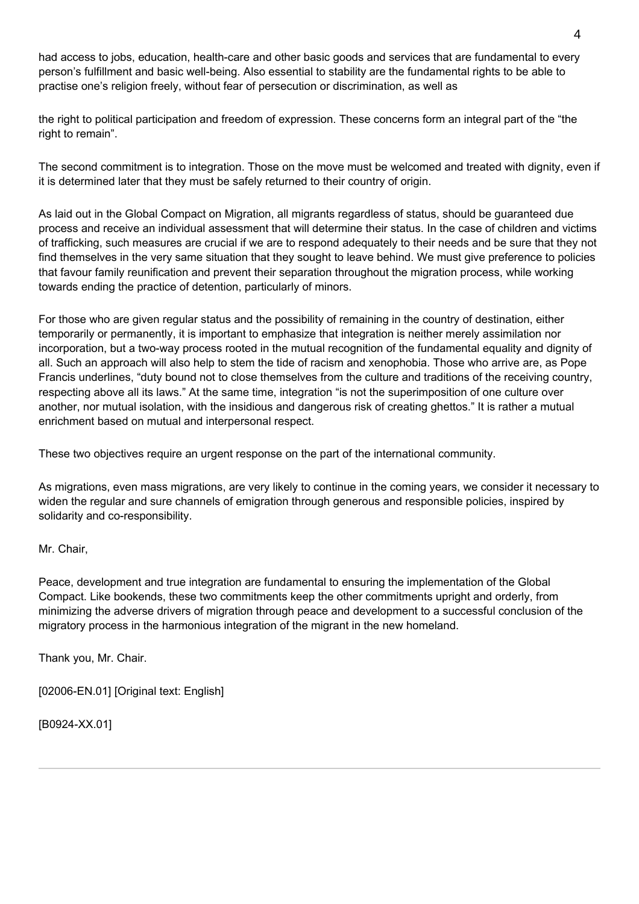had access to jobs, education, health-care and other basic goods and services that are fundamental to every person's fulfillment and basic well-being. Also essential to stability are the fundamental rights to be able to practise one's religion freely, without fear of persecution or discrimination, as well as

the right to political participation and freedom of expression. These concerns form an integral part of the "the right to remain".

The second commitment is to integration. Those on the move must be welcomed and treated with dignity, even if it is determined later that they must be safely returned to their country of origin.

As laid out in the Global Compact on Migration, all migrants regardless of status, should be guaranteed due process and receive an individual assessment that will determine their status. In the case of children and victims of trafficking, such measures are crucial if we are to respond adequately to their needs and be sure that they not find themselves in the very same situation that they sought to leave behind. We must give preference to policies that favour family reunification and prevent their separation throughout the migration process, while working towards ending the practice of detention, particularly of minors.

For those who are given regular status and the possibility of remaining in the country of destination, either temporarily or permanently, it is important to emphasize that integration is neither merely assimilation nor incorporation, but a two-way process rooted in the mutual recognition of the fundamental equality and dignity of all. Such an approach will also help to stem the tide of racism and xenophobia. Those who arrive are, as Pope Francis underlines, "duty bound not to close themselves from the culture and traditions of the receiving country, respecting above all its laws." At the same time, integration "is not the superimposition of one culture over another, nor mutual isolation, with the insidious and dangerous risk of creating ghettos." It is rather a mutual enrichment based on mutual and interpersonal respect.

These two objectives require an urgent response on the part of the international community.

As migrations, even mass migrations, are very likely to continue in the coming years, we consider it necessary to widen the regular and sure channels of emigration through generous and responsible policies, inspired by solidarity and co-responsibility.

Mr. Chair,

Peace, development and true integration are fundamental to ensuring the implementation of the Global Compact. Like bookends, these two commitments keep the other commitments upright and orderly, from minimizing the adverse drivers of migration through peace and development to a successful conclusion of the migratory process in the harmonious integration of the migrant in the new homeland.

Thank you, Mr. Chair.

[02006-EN.01] [Original text: English]

[B0924-XX.01]